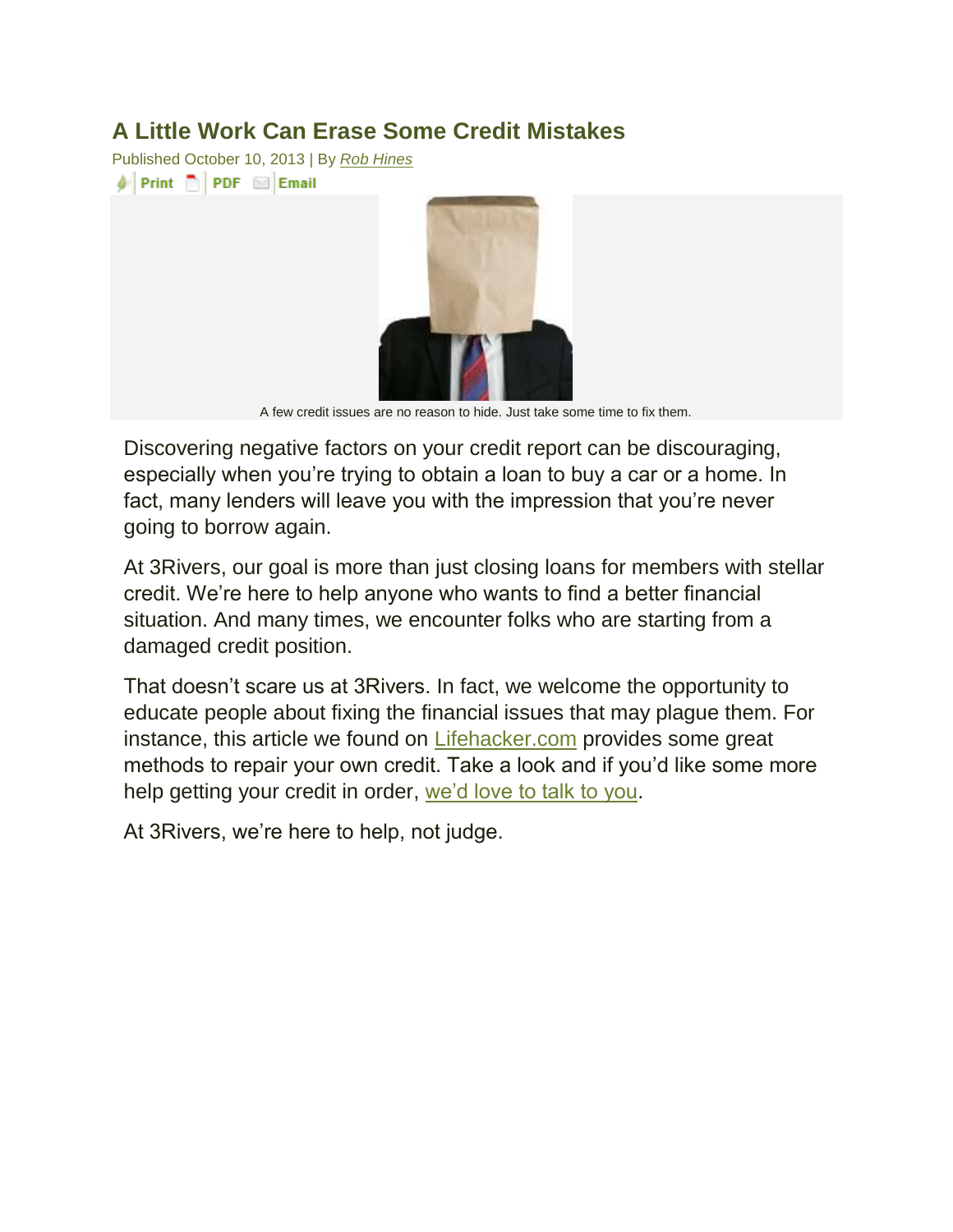# A Little Work Can Erase Some Credit Mistakes

Published October 10, 2013 | By *Rob Hines*

Print PDF Email

A few credit issues are no reason to hide. Just take some time to fix them.

Discovering negative factors on your credit report can be discouraging, especially when you're trying to obtain a loan to buy a car or a home. In fact, many lenders will leave you with the impression that you're never going to borrow again.

At 3Rivers, our goal is more than just closing loans for members with stellar credit. We're here to help anyone who wants to find a better financial situation. And many times, we encounter folks who are starting from a damaged credit position.

That doesn't scare us at 3Rivers. In fact, we welcome the opportunity to educate people about fixing the financial issues that may plague them. For instance, this article we found on Lifehacker.com provides some great methods to repair your own credit. Take a look and if you'd like some more help getting your credit in order, we'd love to talk to you.

At 3Rivers, we're here to help, not judge.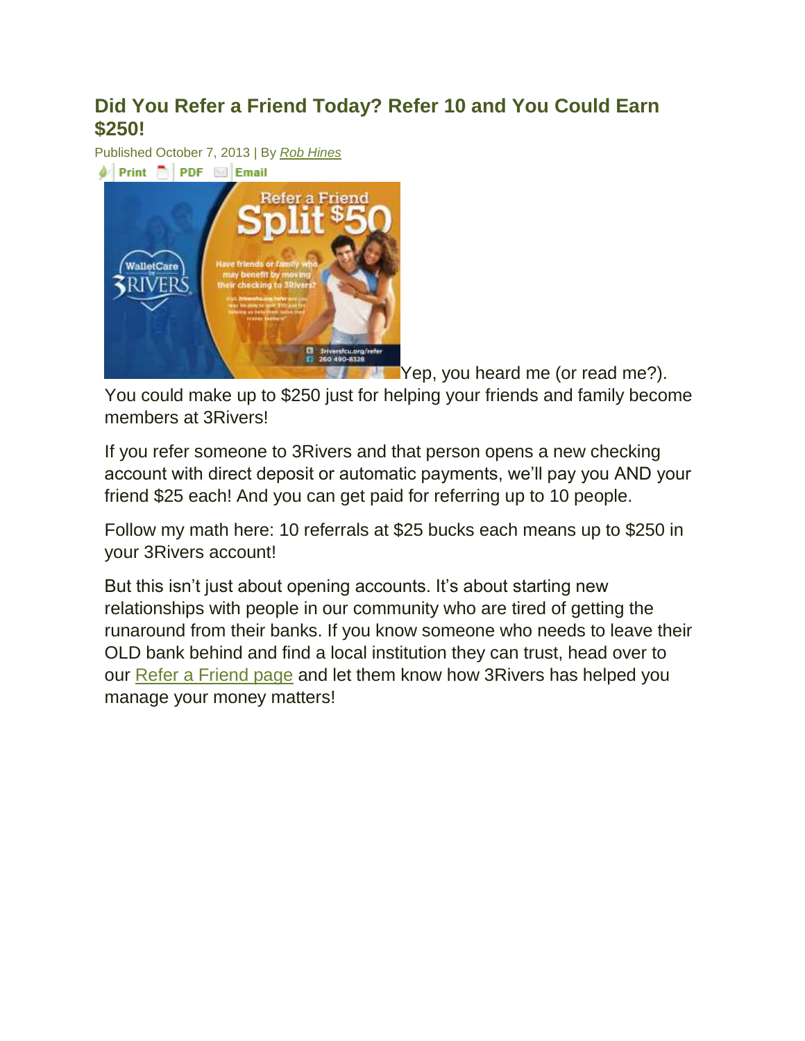## Did You Refer a Friend Today? Refer 10 and You Could Earn $250!

Published October 7, 2013 | By Rob Hines

Print PDF Email

Yep, you heard me (or read me?). You could make up to $250 just for helping your friends and family become members at 3Rivers!

If you refer someone to 3Rivers and that person opens a new checking account with direct deposit or automatic payments, we'll pay you AND your friend $25 each! And you can get paid for referring up to 10 people.

Follow my math here: 10 referrals at $25 bucks each means up to $250 in your 3Rivers account!

But this isn't just about opening accounts. It's about starting new relationships with people in our community who are tired of getting the runaround from their banks. If you know someone who needs to leave their OLD bank behind and find a local institution they can trust, head over to our Refer a Friend page and let them know how 3Rivers has helped you manage your money matters!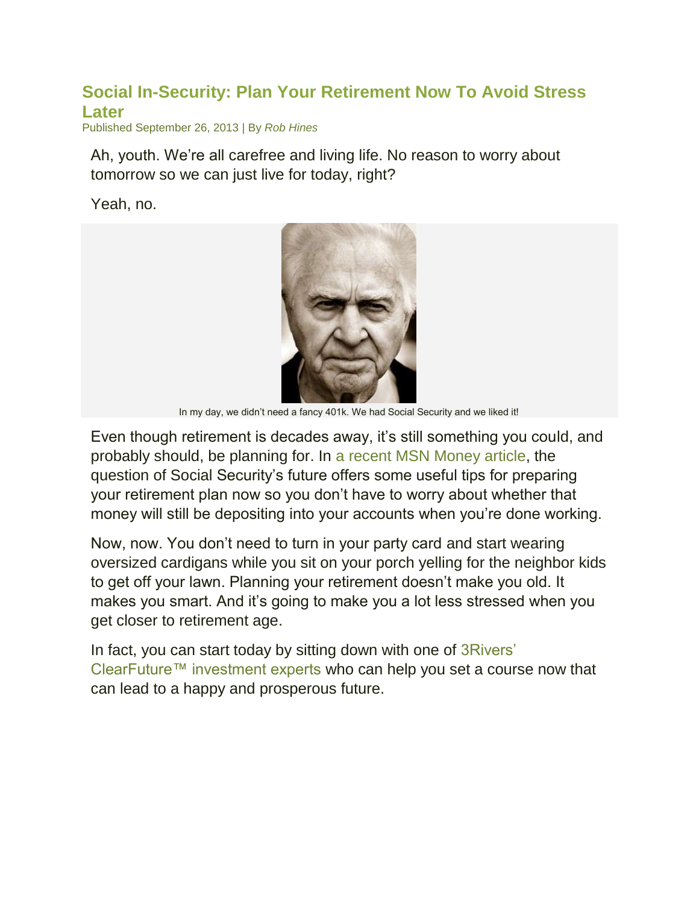## Social In-Security: Plan Your Retirement Now To Avoid Stress Later

Published September 26, 2013 | By *Rob Hines*

Ah, youth. We're all carefree and living life. No reason to worry about tomorrow so we can just live for today, right?

Yeah, no.

In my day, we didn't need a fancy 401k. We had Social Security and we liked it!

Even though retirement is decades away, it's still something you could, and probably should, be planning for. In a recent MSN Money article, the question of Social Security's future offers some useful tips for preparing your retirement plan now so you don't have to worry about whether that money will still be depositing into your accounts when you're done working.

Now, now. You don't need to turn in your party card and start wearing oversized cardigans while you sit on your porch yelling for the neighbor kids to get off your lawn. Planning your retirement doesn't make you old. It makes you smart. And it's going to make you a lot less stressed when you get closer to retirement age.

In fact, you can start today by sitting down with one of 3Rivers' ClearFuture™ investment experts who can help you set a course now that can lead to a happy and prosperous future.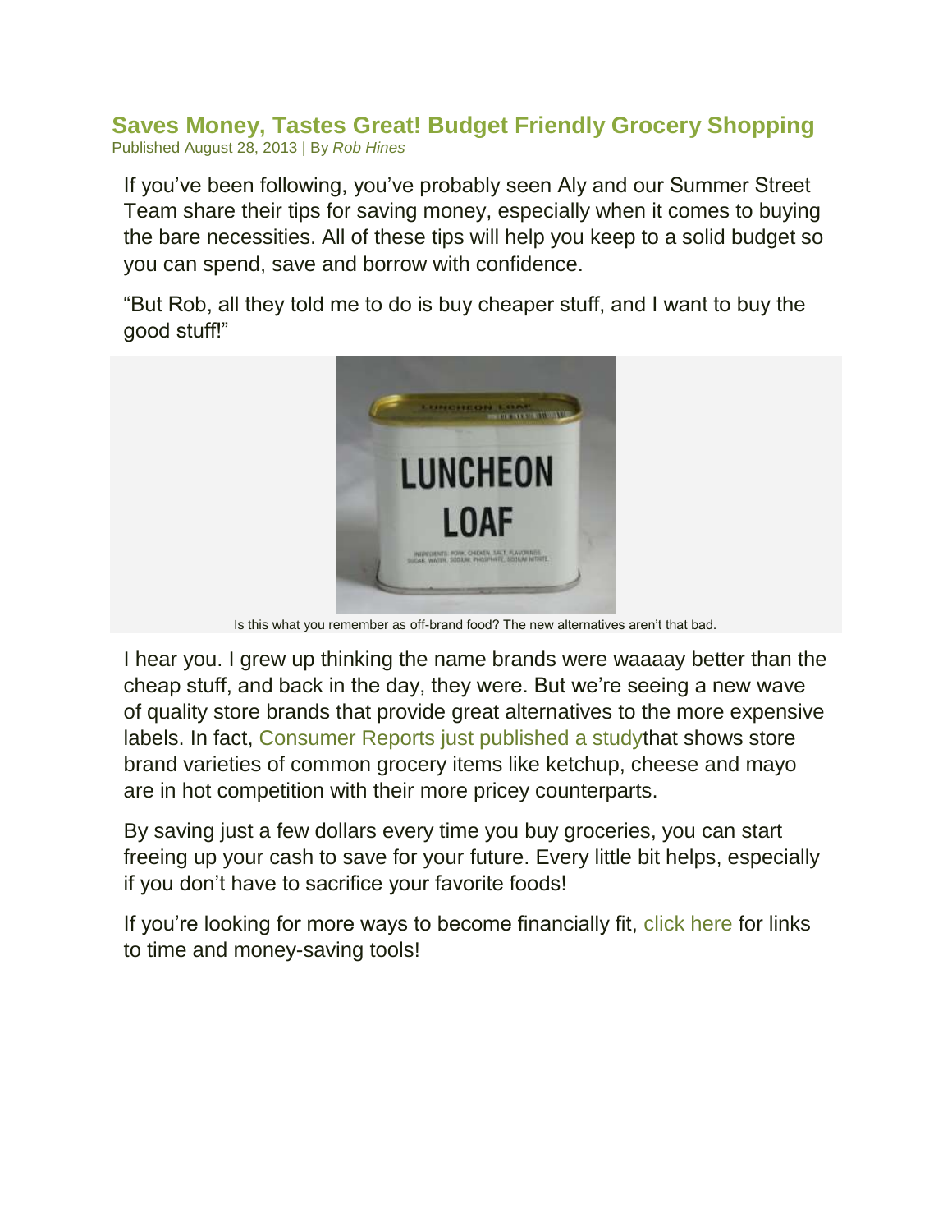## Saves Money, Tastes Great! Budget Friendly Grocery Shopping

Published August 28, 2013 | By *Rob Hines*

If you've been following, you've probably seen Aly and our Summer Street Team share their tips for saving money, especially when it comes to buying the bare necessities. All of these tips will help you keep to a solid budget so you can spend, save and borrow with confidence.

"But Rob, all they told me to do is buy cheaper stuff, and I want to buy the good stuff!"

Is this what you remember as off-brand food? The new alternatives aren't that bad.

I hear you. I grew up thinking the name brands were waaaay better than the cheap stuff, and back in the day, they were. But we're seeing a new wave of quality store brands that provide great alternatives to the more expensive labels. In fact, Consumer Reports just published a studythat shows store brand varieties of common grocery items like ketchup, cheese and mayo are in hot competition with their more pricey counterparts.

By saving just a few dollars every time you buy groceries, you can start freeing up your cash to save for your future. Every little bit helps, especially if you don't have to sacrifice your favorite foods!

If you're looking for more ways to become financially fit, click here for links to time and money-saving tools!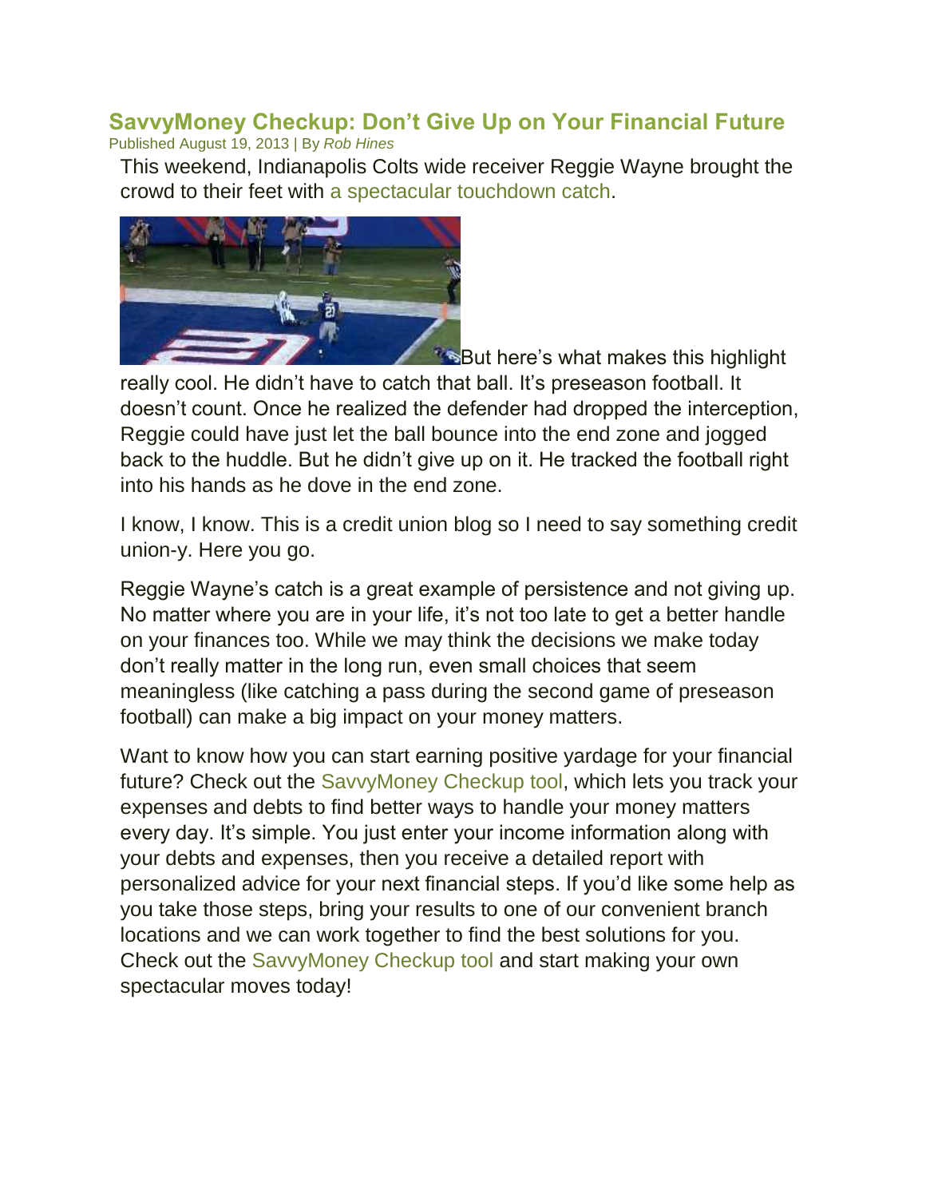## SavvyMoney Checkup: Don't Give Up on Your Financial Future

Published August 19, 2013 | By *Rob Hines*

This weekend, Indianapolis Colts wide receiver Reggie Wayne brought the crowd to their feet with a spectacular touchdown catch.

But here's what makes this highlight really cool. He didn't have to catch that ball. It's preseason football. It doesn't count. Once he realized the defender had dropped the interception, Reggie could have just let the ball bounce into the end zone and jogged back to the huddle. But he didn't give up on it. He tracked the football right into his hands as he dove in the end zone.

I know, I know. This is a credit union blog so I need to say something credit union-y. Here you go.

Reggie Wayne's catch is a great example of persistence and not giving up. No matter where you are in your life, it's not too late to get a better handle on your finances too. While we may think the decisions we make today don't really matter in the long run, even small choices that seem meaningless (like catching a pass during the second game of preseason football) can make a big impact on your money matters.

Want to know how you can start earning positive yardage for your financial future? Check out the SavvyMoney Checkup tool, which lets you track your expenses and debts to find better ways to handle your money matters every day. It's simple. You just enter your income information along with your debts and expenses, then you receive a detailed report with personalized advice for your next financial steps. If you'd like some help as you take those steps, bring your results to one of our convenient branch locations and we can work together to find the best solutions for you. Check out the SavvyMoney Checkup tool and start making your own spectacular moves today!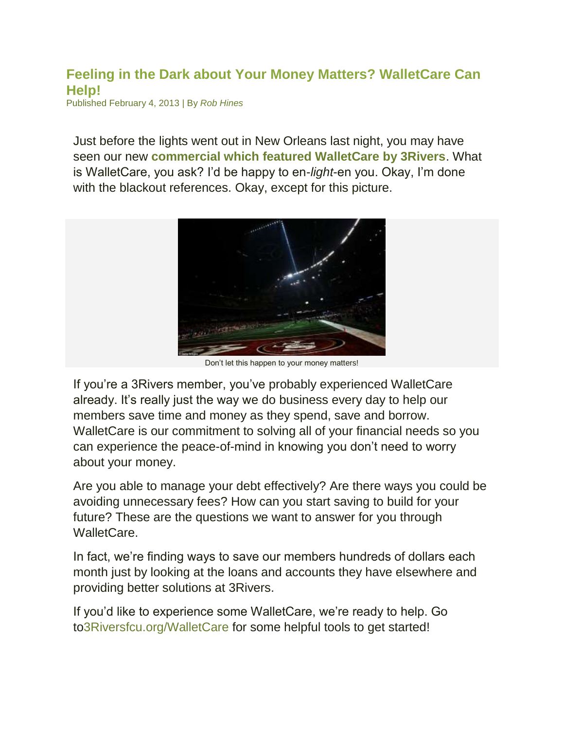## Feeling in the Dark about Your Money Matters? WalletCare Can Help!

Published February 4, 2013 | By *Rob Hines*

Just before the lights went out in New Orleans last night, you may have seen our new **commercial which featured WalletCare by 3Rivers**. What is WalletCare, you ask? I'd be happy to en-*light*-en you. Okay, I'm done with the blackout references. Okay, except for this picture.

Don't let this happen to your money matters!

If you're a 3Rivers member, you've probably experienced WalletCare already. It's really just the way we do business every day to help our members save time and money as they spend, save and borrow. WalletCare is our commitment to solving all of your financial needs so you can experience the peace-of-mind in knowing you don't need to worry about your money.

Are you able to manage your debt effectively? Are there ways you could be avoiding unnecessary fees? How can you start saving to build for your future? These are the questions we want to answer for you through WalletCare.

In fact, we're finding ways to save our members hundreds of dollars each month just by looking at the loans and accounts they have elsewhere and providing better solutions at 3Rivers.

If you'd like to experience some WalletCare, we're ready to help. Go to3Riversfcu.org/WalletCare for some helpful tools to get started!